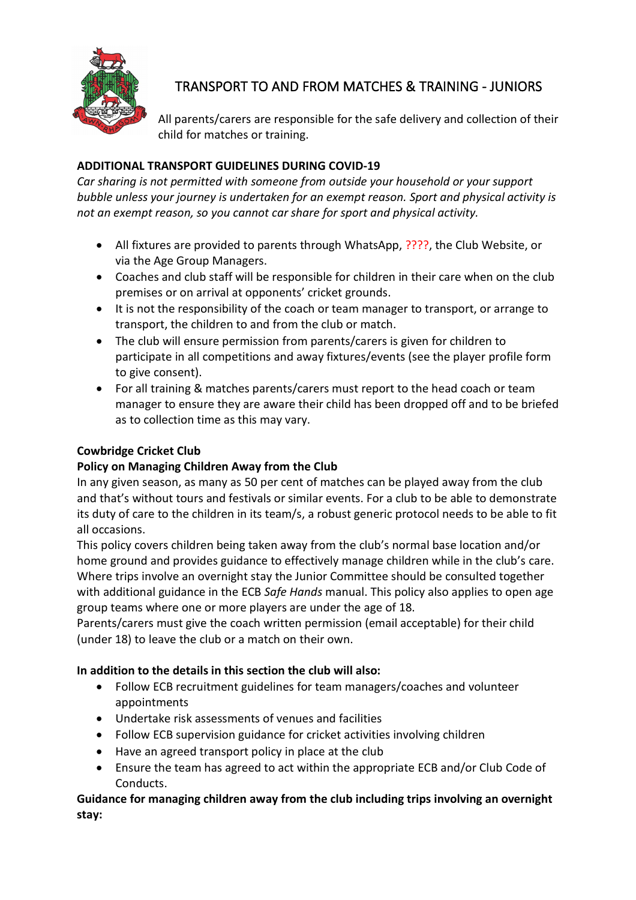# TRANSPORT TO AND FROM MATCHES & TRAINING - JUNIORS

All parents/carers are responsible for the safe delivery and collection of their child for matches or training.

**ADDITIONAL TRANSPORT GUIDELINES DURING COVID-19**

*Car sharing is not permitted with someone from outside your household or your support bubble unless your journey is undertaken for an exempt reason. Sport and physical activity is not an exempt reason, so you cannot car share for sport and physical activity.*

- All fixtures are provided to parents through WhatsApp, ????, the Club Website, or via the Age Group Managers.
- Coaches and club staff will be responsible for children in their care when on the club premises or on arrival at opponents' cricket grounds.
- It is not the responsibility of the coach or team manager to transport, or arrange to transport, the children to and from the club or match.
- The club will ensure permission from parents/carers is given for children to participate in all competitions and away fixtures/events (see the player profile form to give consent).
- For all training & matches parents/carers must report to the head coach or team manager to ensure they are aware their child has been dropped off and to be briefed as to collection time as this may vary.

**Cowbridge Cricket Club**

**Policy on Managing Children Away from the Club**

In any given season, as many as 50 per cent of matches can be played away from the club and that's without tours and festivals or similar events. For a club to be able to demonstrate its duty of care to the children in its team/s, a robust generic protocol needs to be able to fit all occasions.

This policy covers children being taken away from the club's normal base location and/or home ground and provides guidance to effectively manage children while in the club's care. Where trips involve an overnight stay the Junior Committee should be consulted together with additional guidance in the ECB *Safe Hands* manual. This policy also applies to open age group teams where one or more players are under the age of 18.

Parents/carers must give the coach written permission (email acceptable) for their child (under 18) to leave the club or a match on their own.

**In addition to the details in this section the club will also:**

- Follow ECB recruitment guidelines for team managers/coaches and volunteer appointments
- Undertake risk assessments of venues and facilities
- Follow ECB supervision guidance for cricket activities involving children
- Have an agreed transport policy in place at the club
- Ensure the team has agreed to act within the appropriate ECB and/or Club Code of Conducts.

**Guidance for managing children away from the club including trips involving an overnight stay:**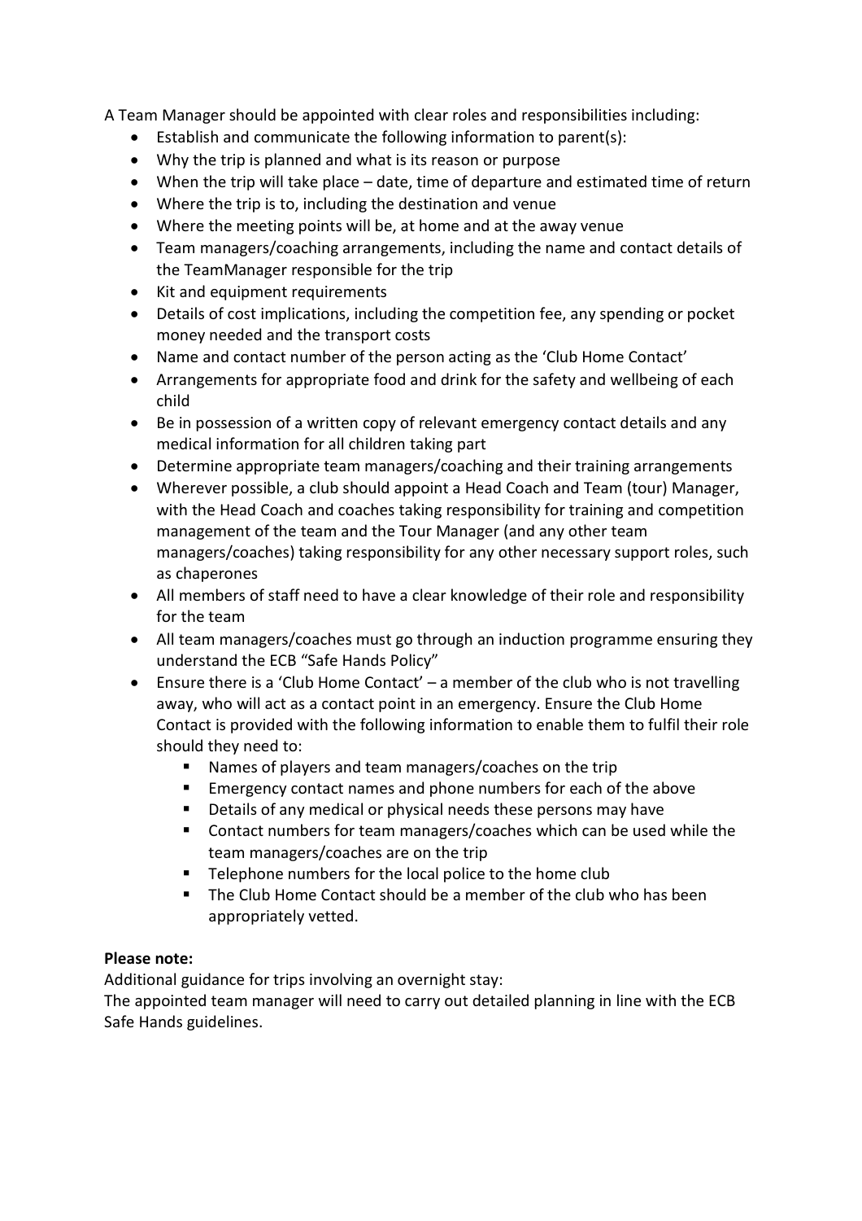A Team Manager should be appointed with clear roles and responsibilities including:

- Establish and communicate the following information to parent(s):
- Why the trip is planned and what is its reason or purpose
- When the trip will take place – date, time of departure and estimated time of return
- Where the trip is to, including the destination and venue
- Where the meeting points will be, at home and at the away venue
- Team managers/coaching arrangements, including the name and contact details of the TeamManager responsible for the trip
- Kit and equipment requirements
- Details of cost implications, including the competition fee, any spending or pocket money needed and the transport costs
- Name and contact number of the person acting as the 'Club Home Contact'
- Arrangements for appropriate food and drink for the safety and wellbeing of each child
- Be in possession of a written copy of relevant emergency contact details and any medical information for all children taking part
- Determine appropriate team managers/coaching and their training arrangements
- Wherever possible, a club should appoint a Head Coach and Team (tour) Manager, with the Head Coach and coaches taking responsibility for training and competition management of the team and the Tour Manager (and any other team managers/coaches) taking responsibility for any other necessary support roles, such as chaperones
- All members of staff need to have a clear knowledge of their role and responsibility for the team
- All team managers/coaches must go through an induction programme ensuring they understand the ECB "Safe Hands Policy"
- Ensure there is a 'Club Home Contact' – a member of the club who is not travelling away, who will act as a contact point in an emergency. Ensure the Club Home Contact is provided with the following information to enable them to fulfil their role should they need to:
    - Names of players and team managers/coaches on the trip
    - Emergency contact names and phone numbers for each of the above
    - Details of any medical or physical needs these persons may have
    - Contact numbers for team managers/coaches which can be used while the team managers/coaches are on the trip
    - Telephone numbers for the local police to the home club
    - The Club Home Contact should be a member of the club who has been appropriately vetted.

**Please note:**

Additional guidance for trips involving an overnight stay:

The appointed team manager will need to carry out detailed planning in line with the ECB Safe Hands guidelines.